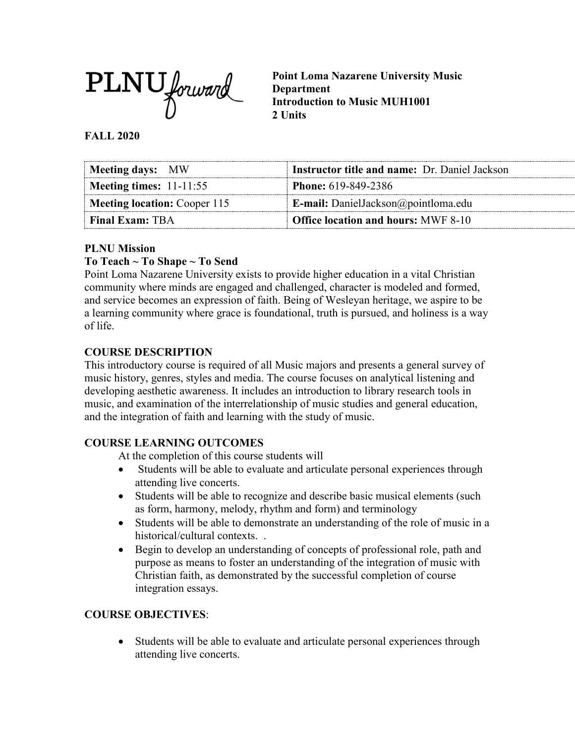PLNU forward

**Point Loma Nazarene University Music Department**
**Introduction to Music MUH1001**
**2 Units**

**FALL 2020**

| **Meeting days:** MW | **Instructor title and name:** Dr. Daniel Jackson |
|---|---|
| **Meeting times:** 11-11:55 | **Phone:** 619-849-2386 |
| **Meeting location:** Cooper 115 | **E-mail:** DanielJackson@pointloma.edu |
| **Final Exam:** TBA | **Office location and hours:** MWF 8-10 |

**PLNU Mission**

**To Teach ~ To Shape ~ To Send**

Point Loma Nazarene University exists to provide higher education in a vital Christian community where minds are engaged and challenged, character is modeled and formed, and service becomes an expression of faith. Being of Wesleyan heritage, we aspire to be a learning community where grace is foundational, truth is pursued, and holiness is a way of life.

## COURSE DESCRIPTION

This introductory course is required of all Music majors and presents a general survey of music history, genres, styles and media. The course focuses on analytical listening and developing aesthetic awareness. It includes an introduction to library research tools in music, and examination of the interrelationship of music studies and general education, and the integration of faith and learning with the study of music.

## COURSE LEARNING OUTCOMES

At the completion of this course students will

- Students will be able to evaluate and articulate personal experiences through attending live concerts.
- Students will be able to recognize and describe basic musical elements (such as form, harmony, melody, rhythm and form) and terminology
- Students will be able to demonstrate an understanding of the role of music in a historical/cultural contexts. .
- Begin to develop an understanding of concepts of professional role, path and purpose as means to foster an understanding of the integration of music with Christian faith, as demonstrated by the successful completion of course integration essays.

## COURSE OBJECTIVES:

- Students will be able to evaluate and articulate personal experiences through attending live concerts.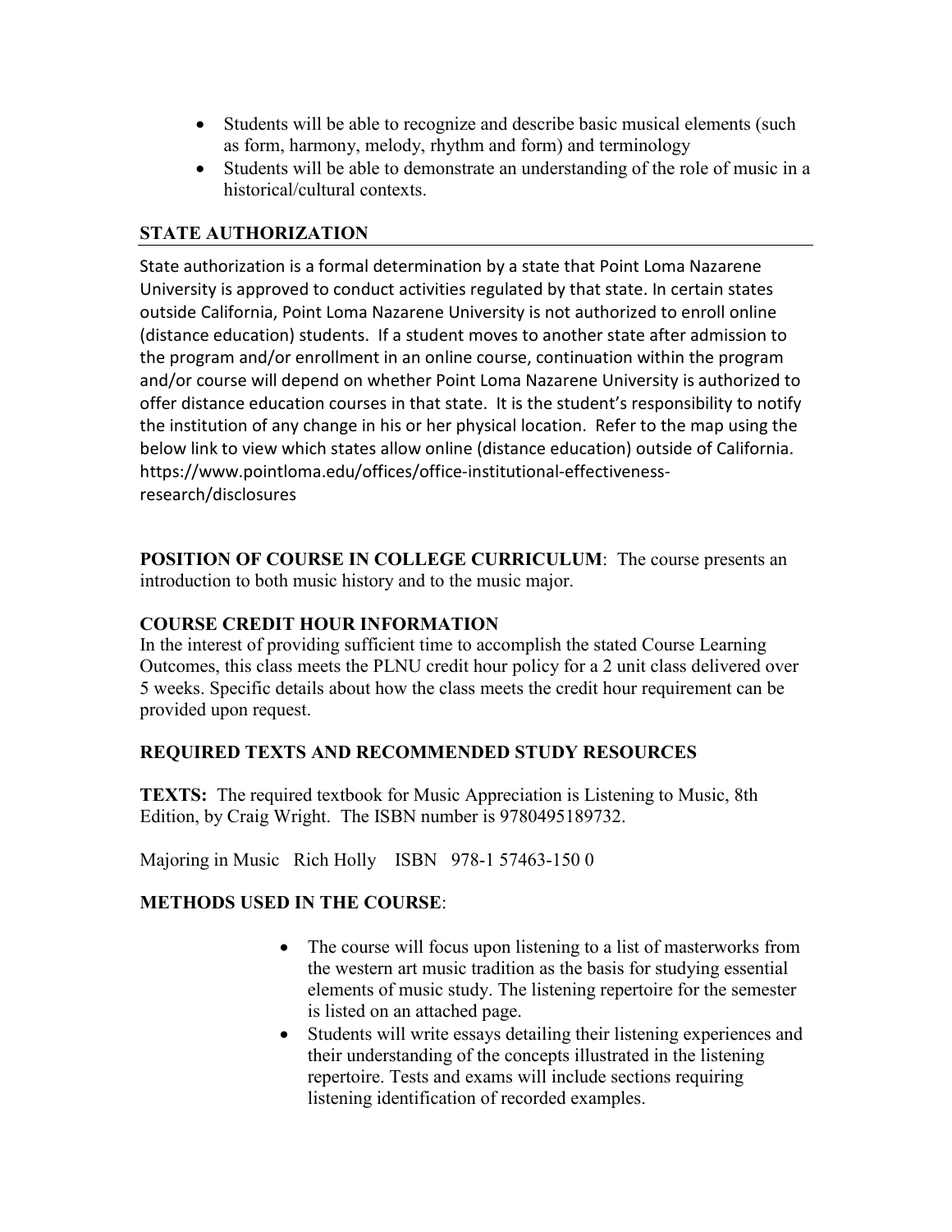- Students will be able to recognize and describe basic musical elements (such as form, harmony, melody, rhythm and form) and terminology
- Students will be able to demonstrate an understanding of the role of music in a historical/cultural contexts.

## STATE AUTHORIZATION

State authorization is a formal determination by a state that Point Loma Nazarene University is approved to conduct activities regulated by that state. In certain states outside California, Point Loma Nazarene University is not authorized to enroll online (distance education) students. If a student moves to another state after admission to the program and/or enrollment in an online course, continuation within the program and/or course will depend on whether Point Loma Nazarene University is authorized to offer distance education courses in that state. It is the student's responsibility to notify the institution of any change in his or her physical location. Refer to the map using the below link to view which states allow online (distance education) outside of California. https://www.pointloma.edu/offices/office-institutional-effectiveness-research/disclosures

**POSITION OF COURSE IN COLLEGE CURRICULUM**: The course presents an introduction to both music history and to the music major.

**COURSE CREDIT HOUR INFORMATION**

In the interest of providing sufficient time to accomplish the stated Course Learning Outcomes, this class meets the PLNU credit hour policy for a 2 unit class delivered over 5 weeks. Specific details about how the class meets the credit hour requirement can be provided upon request.

**REQUIRED TEXTS AND RECOMMENDED STUDY RESOURCES**

**TEXTS:** The required textbook for Music Appreciation is Listening to Music, 8th Edition, by Craig Wright. The ISBN number is 9780495189732.

Majoring in Music Rich Holly ISBN 978-1 57463-150 0

**METHODS USED IN THE COURSE**:

- The course will focus upon listening to a list of masterworks from the western art music tradition as the basis for studying essential elements of music study. The listening repertoire for the semester is listed on an attached page.
- Students will write essays detailing their listening experiences and their understanding of the concepts illustrated in the listening repertoire. Tests and exams will include sections requiring listening identification of recorded examples.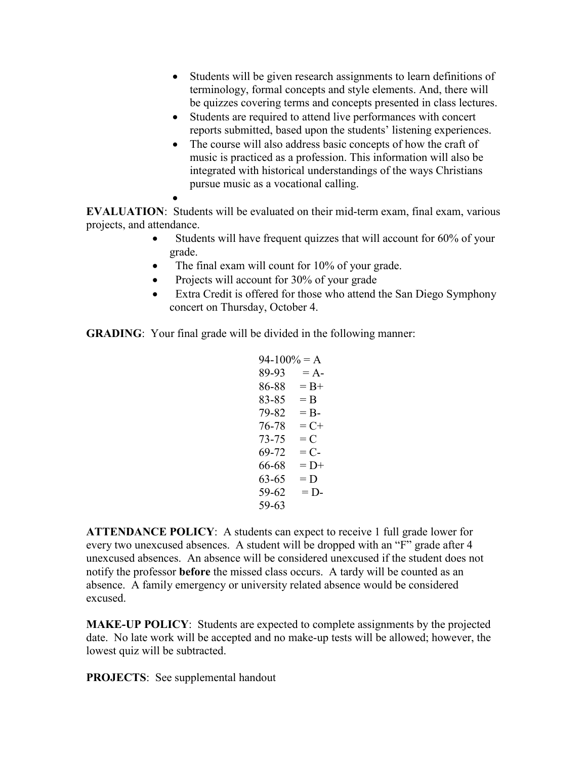- Students will be given research assignments to learn definitions of terminology, formal concepts and style elements. And, there will be quizzes covering terms and concepts presented in class lectures.
- Students are required to attend live performances with concert reports submitted, based upon the students' listening experiences.
- The course will also address basic concepts of how the craft of music is practiced as a profession. This information will also be integrated with historical understandings of the ways Christians pursue music as a vocational calling.
-

**EVALUATION**: Students will be evaluated on their mid-term exam, final exam, various projects, and attendance.

- Students will have frequent quizzes that will account for 60% of your grade.
- The final exam will count for 10% of your grade.
- Projects will account for 30% of your grade
- Extra Credit is offered for those who attend the San Diego Symphony concert on Thursday, October 4.

**GRADING**: Your final grade will be divided in the following manner:

94-100% = A
89-93 = A-
86-88 = B+
83-85 = B
79-82 = B-
76-78 = C+
73-75 = C
69-72 = C-
66-68 = D+
63-65 = D
59-62 = D-
59-63

**ATTENDANCE POLICY**: A students can expect to receive 1 full grade lower for every two unexcused absences. A student will be dropped with an "F" grade after 4 unexcused absences. An absence will be considered unexcused if the student does not notify the professor **before** the missed class occurs. A tardy will be counted as an absence. A family emergency or university related absence would be considered excused.

**MAKE-UP POLICY**: Students are expected to complete assignments by the projected date. No late work will be accepted and no make-up tests will be allowed; however, the lowest quiz will be subtracted.

**PROJECTS**: See supplemental handout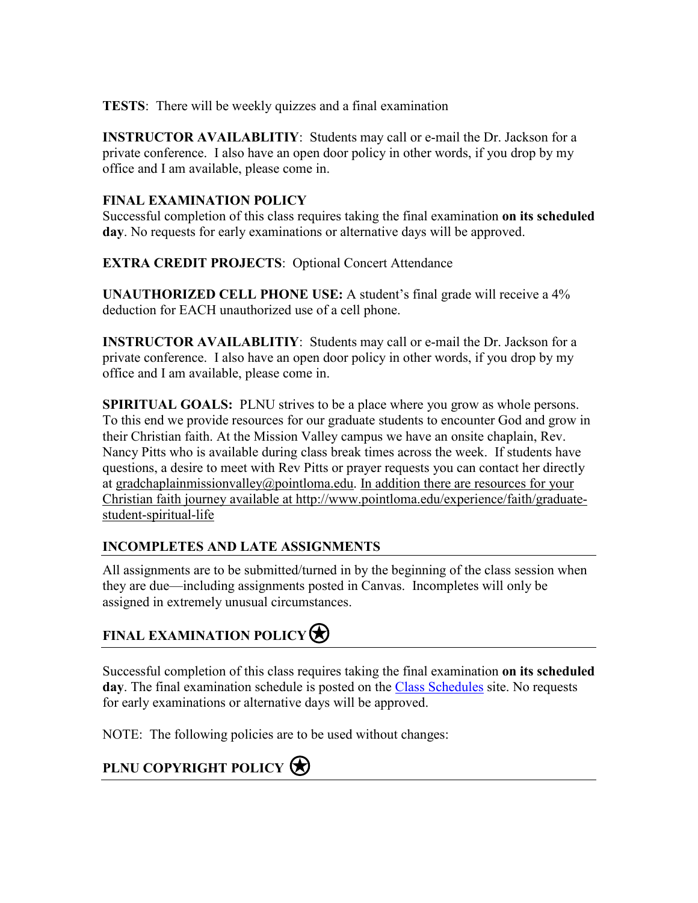**TESTS**: There will be weekly quizzes and a final examination

**INSTRUCTOR AVAILABLITIY**: Students may call or e-mail the Dr. Jackson for a private conference. I also have an open door policy in other words, if you drop by my office and I am available, please come in.

**FINAL EXAMINATION POLICY**
Successful completion of this class requires taking the final examination **on its scheduled day**. No requests for early examinations or alternative days will be approved.

**EXTRA CREDIT PROJECTS**: Optional Concert Attendance

**UNAUTHORIZED CELL PHONE USE:** A student's final grade will receive a 4% deduction for EACH unauthorized use of a cell phone.

**INSTRUCTOR AVAILABLITIY**: Students may call or e-mail the Dr. Jackson for a private conference. I also have an open door policy in other words, if you drop by my office and I am available, please come in.

**SPIRITUAL GOALS:** PLNU strives to be a place where you grow as whole persons. To this end we provide resources for our graduate students to encounter God and grow in their Christian faith. At the Mission Valley campus we have an onsite chaplain, Rev. Nancy Pitts who is available during class break times across the week. If students have questions, a desire to meet with Rev Pitts or prayer requests you can contact her directly at gradchaplainmissionvalley@pointloma.edu. In addition there are resources for your Christian faith journey available at http://www.pointloma.edu/experience/faith/graduate-student-spiritual-life

## INCOMPLETES AND LATE ASSIGNMENTS

All assignments are to be submitted/turned in by the beginning of the class session when they are due—including assignments posted in Canvas. Incompletes will only be assigned in extremely unusual circumstances.

## FINAL EXAMINATION POLICY

Successful completion of this class requires taking the final examination **on its scheduled day**. The final examination schedule is posted on the Class Schedules site. No requests for early examinations or alternative days will be approved.

NOTE: The following policies are to be used without changes:

## PLNU COPYRIGHT POLICY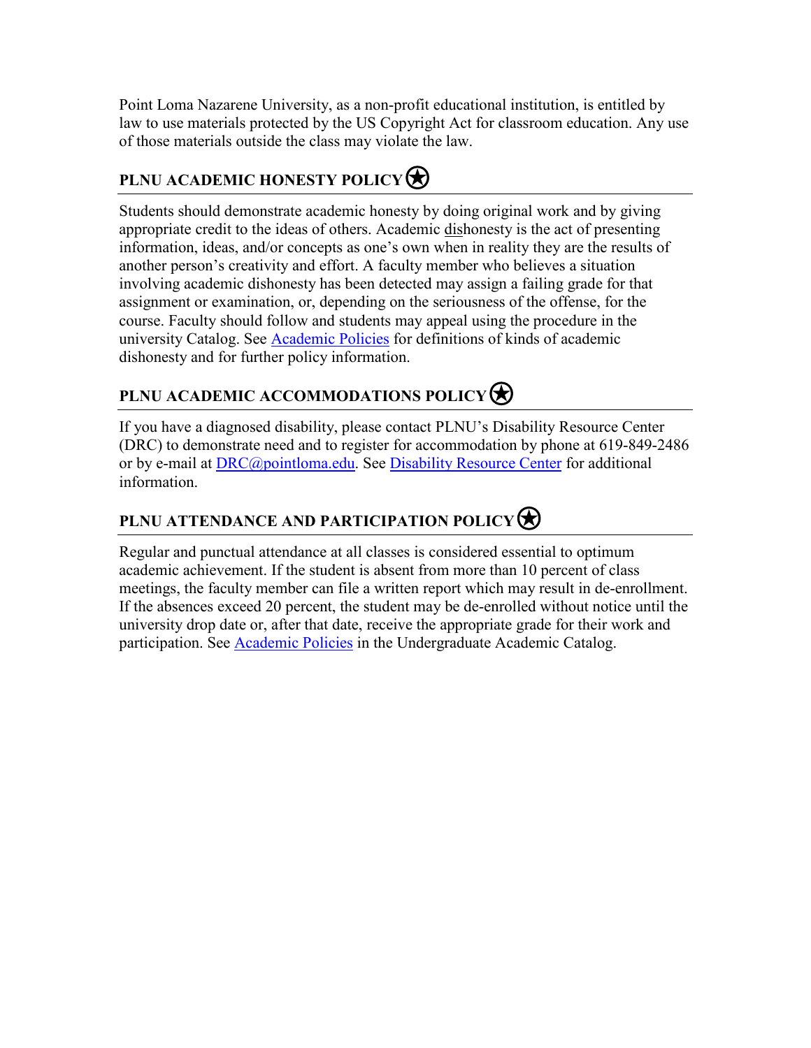Point Loma Nazarene University, as a non-profit educational institution, is entitled by law to use materials protected by the US Copyright Act for classroom education. Any use of those materials outside the class may violate the law.

## PLNU ACADEMIC HONESTY POLICY

Students should demonstrate academic honesty by doing original work and by giving appropriate credit to the ideas of others. Academic dishonesty is the act of presenting information, ideas, and/or concepts as one's own when in reality they are the results of another person's creativity and effort. A faculty member who believes a situation involving academic dishonesty has been detected may assign a failing grade for that assignment or examination, or, depending on the seriousness of the offense, for the course. Faculty should follow and students may appeal using the procedure in the university Catalog. See Academic Policies for definitions of kinds of academic dishonesty and for further policy information.

## PLNU ACADEMIC ACCOMMODATIONS POLICY

If you have a diagnosed disability, please contact PLNU's Disability Resource Center (DRC) to demonstrate need and to register for accommodation by phone at 619-849-2486 or by e-mail at DRC@pointloma.edu. See Disability Resource Center for additional information.

## PLNU ATTENDANCE AND PARTICIPATION POLICY

Regular and punctual attendance at all classes is considered essential to optimum academic achievement. If the student is absent from more than 10 percent of class meetings, the faculty member can file a written report which may result in de-enrollment. If the absences exceed 20 percent, the student may be de-enrolled without notice until the university drop date or, after that date, receive the appropriate grade for their work and participation. See Academic Policies in the Undergraduate Academic Catalog.